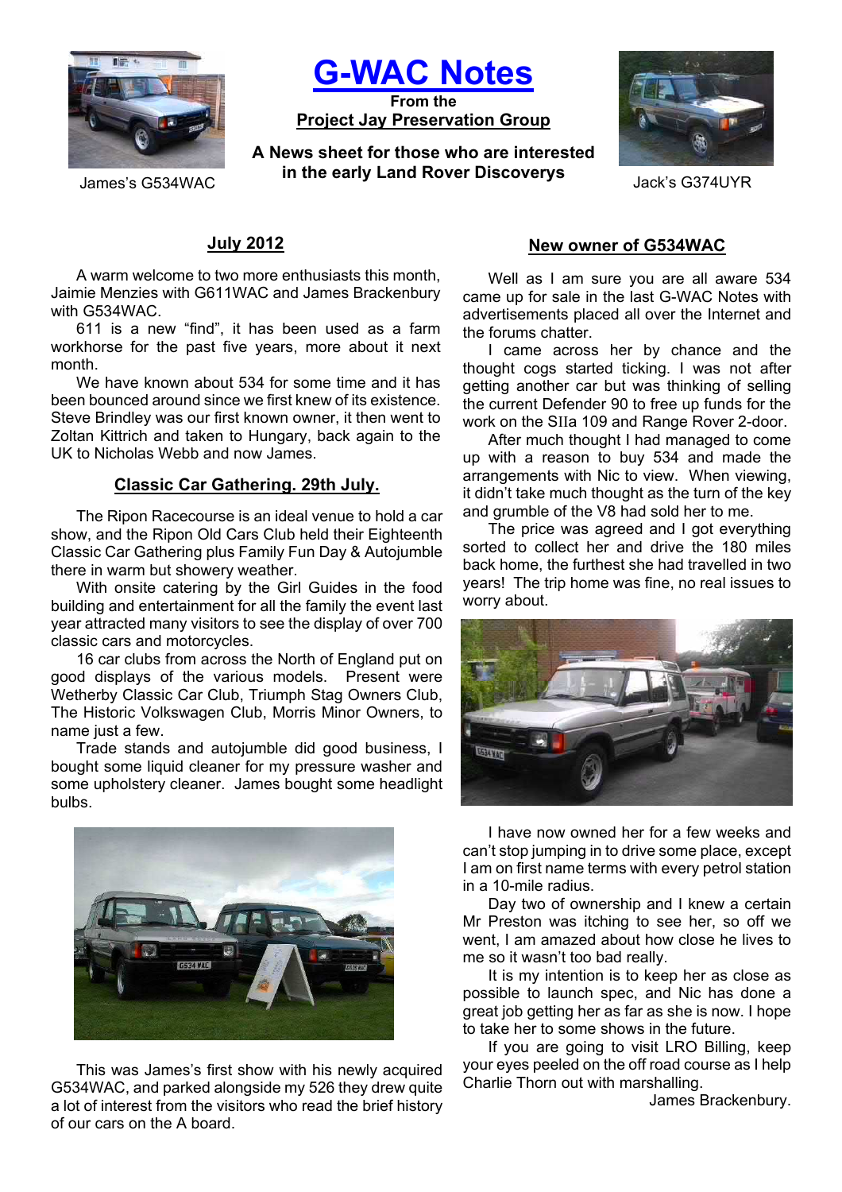James's G534WAC

# G-WAC Notes

**From the**

**Project Jay Preservation Group**

**A News sheet for those who are interested in the early Land Rover Discoverys**

Jack's G374UYR

## July 2012

A warm welcome to two more enthusiasts this month, Jaimie Menzies with G611WAC and James Brackenbury with G534WAC.

611 is a new "find", it has been used as a farm workhorse for the past five years, more about it next month.

We have known about 534 for some time and it has been bounced around since we first knew of its existence. Steve Brindley was our first known owner, it then went to Zoltan Kittrich and taken to Hungary, back again to the UK to Nicholas Webb and now James.

## Classic Car Gathering. 29th July.

The Ripon Racecourse is an ideal venue to hold a car show, and the Ripon Old Cars Club held their Eighteenth Classic Car Gathering plus Family Fun Day & Autojumble there in warm but showery weather.

With onsite catering by the Girl Guides in the food building and entertainment for all the family the event last year attracted many visitors to see the display of over 700 classic cars and motorcycles.

16 car clubs from across the North of England put on good displays of the various models. Present were Wetherby Classic Car Club, Triumph Stag Owners Club, The Historic Volkswagen Club, Morris Minor Owners, to name just a few.

Trade stands and autojumble did good business, I bought some liquid cleaner for my pressure washer and some upholstery cleaner. James bought some headlight bulbs.

This was James's first show with his newly acquired G534WAC, and parked alongside my 526 they drew quite a lot of interest from the visitors who read the brief history of our cars on the A board.

## New owner of G534WAC

Well as I am sure you are all aware 534 came up for sale in the last G-WAC Notes with advertisements placed all over the Internet and the forums chatter.

I came across her by chance and the thought cogs started ticking. I was not after getting another car but was thinking of selling the current Defender 90 to free up funds for the work on the SIIa 109 and Range Rover 2-door.

After much thought I had managed to come up with a reason to buy 534 and made the arrangements with Nic to view. When viewing, it didn't take much thought as the turn of the key and grumble of the V8 had sold her to me.

The price was agreed and I got everything sorted to collect her and drive the 180 miles back home, the furthest she had travelled in two years! The trip home was fine, no real issues to worry about.

I have now owned her for a few weeks and can't stop jumping in to drive some place, except I am on first name terms with every petrol station in a 10-mile radius.

Day two of ownership and I knew a certain Mr Preston was itching to see her, so off we went, I am amazed about how close he lives to me so it wasn't too bad really.

It is my intention is to keep her as close as possible to launch spec, and Nic has done a great job getting her as far as she is now. I hope to take her to some shows in the future.

If you are going to visit LRO Billing, keep your eyes peeled on the off road course as I help Charlie Thorn out with marshalling.

James Brackenbury.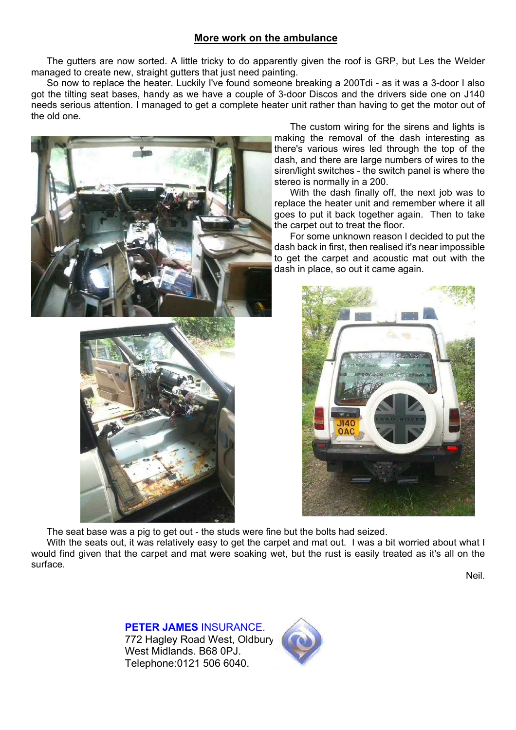## More work on the ambulance

The gutters are now sorted. A little tricky to do apparently given the roof is GRP, but Les the Welder managed to create new, straight gutters that just need painting.

So now to replace the heater. Luckily I've found someone breaking a 200Tdi - as it was a 3-door I also got the tilting seat bases, handy as we have a couple of 3-door Discos and the drivers side one on J140 needs serious attention. I managed to get a complete heater unit rather than having to get the motor out of the old one.

The custom wiring for the sirens and lights is making the removal of the dash interesting as there's various wires led through the top of the dash, and there are large numbers of wires to the siren/light switches - the switch panel is where the stereo is normally in a 200.

With the dash finally off, the next job was to replace the heater unit and remember where it all goes to put it back together again. Then to take the carpet out to treat the floor.

For some unknown reason I decided to put the dash back in first, then realised it's near impossible to get the carpet and acoustic mat out with the dash in place, so out it came again.

The seat base was a pig to get out - the studs were fine but the bolts had seized.

With the seats out, it was relatively easy to get the carpet and mat out. I was a bit worried about what I would find given that the carpet and mat were soaking wet, but the rust is easily treated as it's all on the surface.

Neil.

**PETER JAMES** INSURANCE.
772 Hagley Road West, Oldbury
West Midlands. B68 0PJ.
Telephone:0121 506 6040.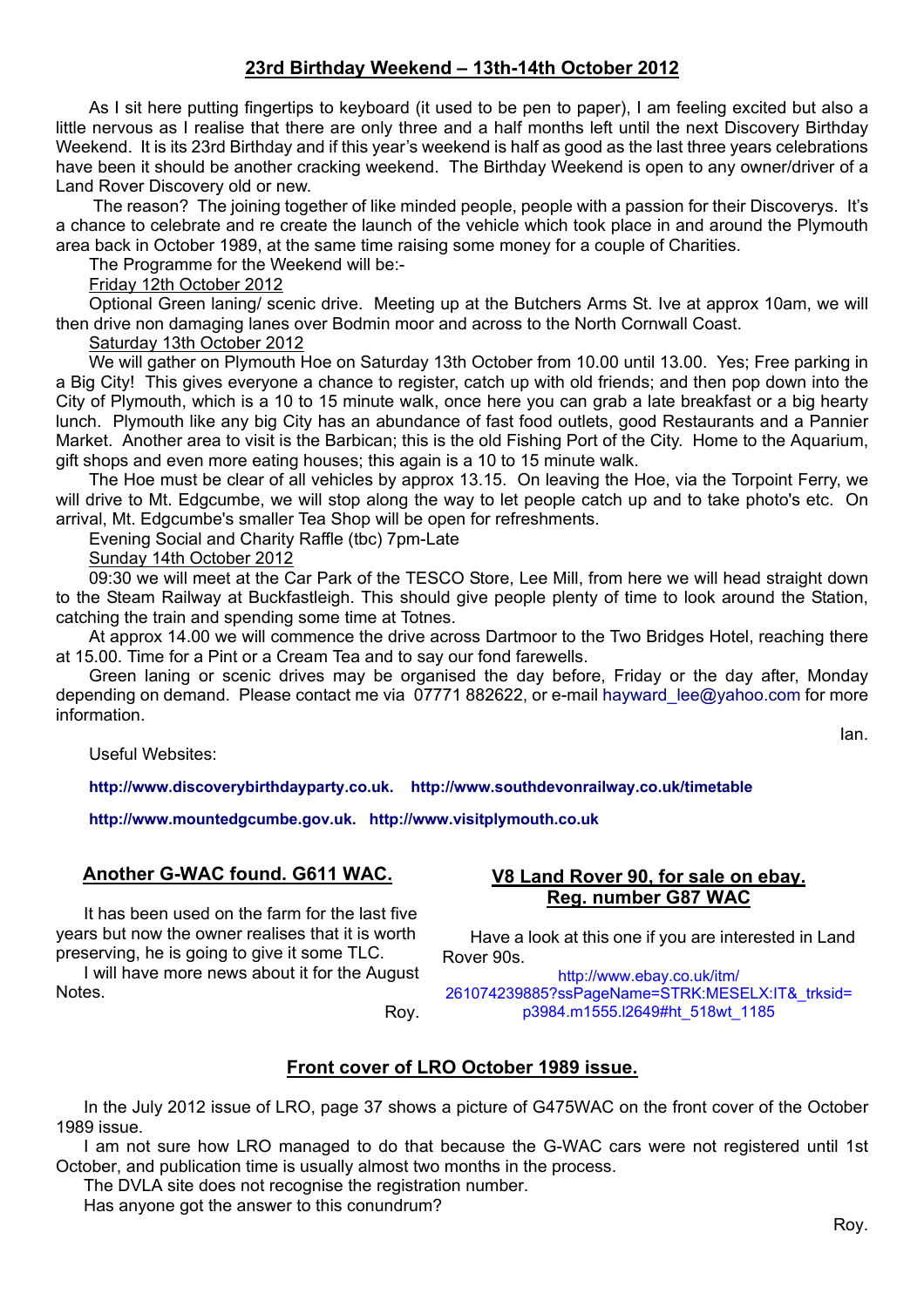## 23rd Birthday Weekend – 13th-14th October 2012

As I sit here putting fingertips to keyboard (it used to be pen to paper), I am feeling excited but also a little nervous as I realise that there are only three and a half months left until the next Discovery Birthday Weekend. It is its 23rd Birthday and if this year's weekend is half as good as the last three years celebrations have been it should be another cracking weekend. The Birthday Weekend is open to any owner/driver of a Land Rover Discovery old or new.

The reason? The joining together of like minded people, people with a passion for their Discoverys. It's a chance to celebrate and re create the launch of the vehicle which took place in and around the Plymouth area back in October 1989, at the same time raising some money for a couple of Charities.

The Programme for the Weekend will be:-

Friday 12th October 2012

Optional Green laning/ scenic drive. Meeting up at the Butchers Arms St. Ive at approx 10am, we will then drive non damaging lanes over Bodmin moor and across to the North Cornwall Coast.

Saturday 13th October 2012

We will gather on Plymouth Hoe on Saturday 13th October from 10.00 until 13.00. Yes; Free parking in a Big City! This gives everyone a chance to register, catch up with old friends; and then pop down into the City of Plymouth, which is a 10 to 15 minute walk, once here you can grab a late breakfast or a big hearty lunch. Plymouth like any big City has an abundance of fast food outlets, good Restaurants and a Pannier Market. Another area to visit is the Barbican; this is the old Fishing Port of the City. Home to the Aquarium, gift shops and even more eating houses; this again is a 10 to 15 minute walk.

The Hoe must be clear of all vehicles by approx 13.15. On leaving the Hoe, via the Torpoint Ferry, we will drive to Mt. Edgcumbe, we will stop along the way to let people catch up and to take photo's etc. On arrival, Mt. Edgcumbe's smaller Tea Shop will be open for refreshments.

Evening Social and Charity Raffle (tbc) 7pm-Late

Sunday 14th October 2012

09:30 we will meet at the Car Park of the TESCO Store, Lee Mill, from here we will head straight down to the Steam Railway at Buckfastleigh. This should give people plenty of time to look around the Station, catching the train and spending some time at Totnes.

At approx 14.00 we will commence the drive across Dartmoor to the Two Bridges Hotel, reaching there at 15.00. Time for a Pint or a Cream Tea and to say our fond farewells.

Green laning or scenic drives may be organised the day before, Friday or the day after, Monday depending on demand. Please contact me via 07771 882622, or e-mail hayward_lee@yahoo.com for more information.

Ian.

Useful Websites:

**http://www.discoverybirthdayparty.co.uk.** **http://www.southdevonrailway.co.uk/timetable**

**http://www.mountedgcumbe.gov.uk.** **http://www.visitplymouth.co.uk**

## Another G-WAC found. G611 WAC.

It has been used on the farm for the last five years but now the owner realises that it is worth preserving, he is going to give it some TLC.

I will have more news about it for the August Notes.

Roy.

## V8 Land Rover 90, for sale on ebay. Reg. number G87 WAC

Have a look at this one if you are interested in Land Rover 90s.

http://www.ebay.co.uk/itm/261074239885?ssPageName=STRK:MESELX:IT&_trksid=p3984.m1555.l2649#ht_518wt_1185

## Front cover of LRO October 1989 issue.

In the July 2012 issue of LRO, page 37 shows a picture of G475WAC on the front cover of the October 1989 issue.

I am not sure how LRO managed to do that because the G-WAC cars were not registered until 1st October, and publication time is usually almost two months in the process.

The DVLA site does not recognise the registration number.

Has anyone got the answer to this conundrum?

Roy.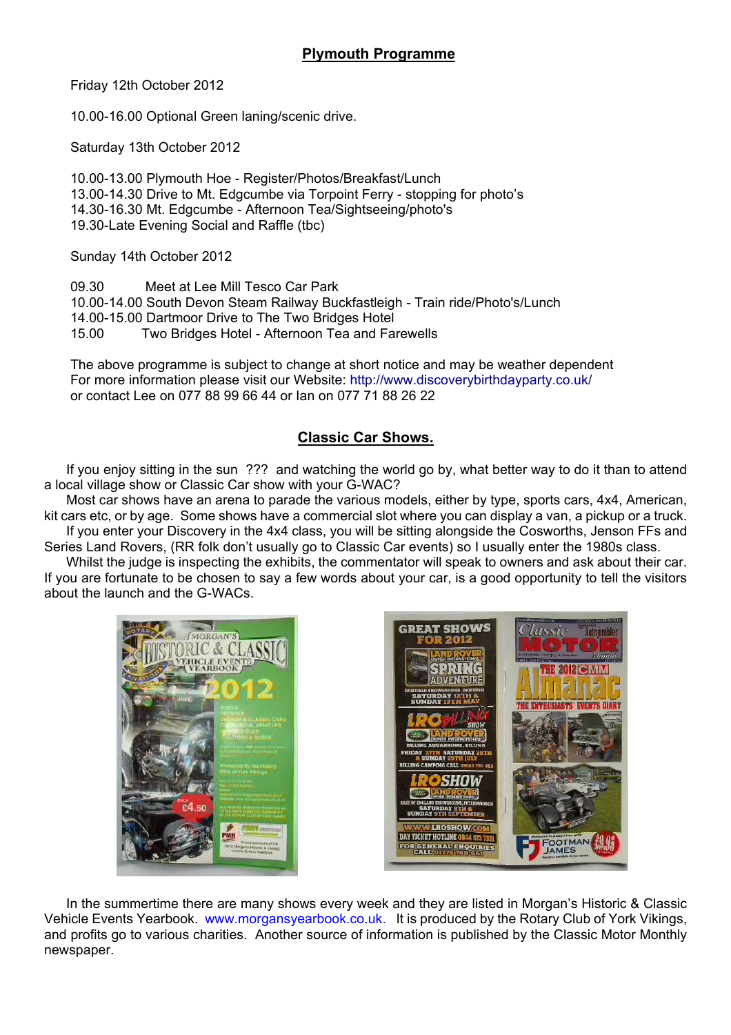## Plymouth Programme

Friday 12th October 2012

10.00-16.00 Optional Green laning/scenic drive.

Saturday 13th October 2012

10.00-13.00 Plymouth Hoe - Register/Photos/Breakfast/Lunch
13.00-14.30 Drive to Mt. Edgcumbe via Torpoint Ferry - stopping for photo's
14.30-16.30 Mt. Edgcumbe - Afternoon Tea/Sightseeing/photo's
19.30-Late Evening Social and Raffle (tbc)

Sunday 14th October 2012

09.30 Meet at Lee Mill Tesco Car Park
10.00-14.00 South Devon Steam Railway Buckfastleigh - Train ride/Photo's/Lunch
14.00-15.00 Dartmoor Drive to The Two Bridges Hotel
15.00 Two Bridges Hotel - Afternoon Tea and Farewells

The above programme is subject to change at short notice and may be weather dependent
For more information please visit our Website: http://www.discoverybirthdayparty.co.uk/
or contact Lee on 077 88 99 66 44 or Ian on 077 71 88 26 22

## Classic Car Shows.

If you enjoy sitting in the sun ??? and watching the world go by, what better way to do it than to attend a local village show or Classic Car show with your G-WAC?

Most car shows have an arena to parade the various models, either by type, sports cars, 4x4, American, kit cars etc, or by age. Some shows have a commercial slot where you can display a van, a pickup or a truck.

If you enter your Discovery in the 4x4 class, you will be sitting alongside the Cosworths, Jenson FFs and Series Land Rovers, (RR folk don't usually go to Classic Car events) so I usually enter the 1980s class.

Whilst the judge is inspecting the exhibits, the commentator will speak to owners and ask about their car. If you are fortunate to be chosen to say a few words about your car, is a good opportunity to tell the visitors about the launch and the G-WACs.

In the summertime there are many shows every week and they are listed in Morgan's Historic & Classic Vehicle Events Yearbook. www.morgansyearbook.co.uk. It is produced by the Rotary Club of York Vikings, and profits go to various charities. Another source of information is published by the Classic Motor Monthly newspaper.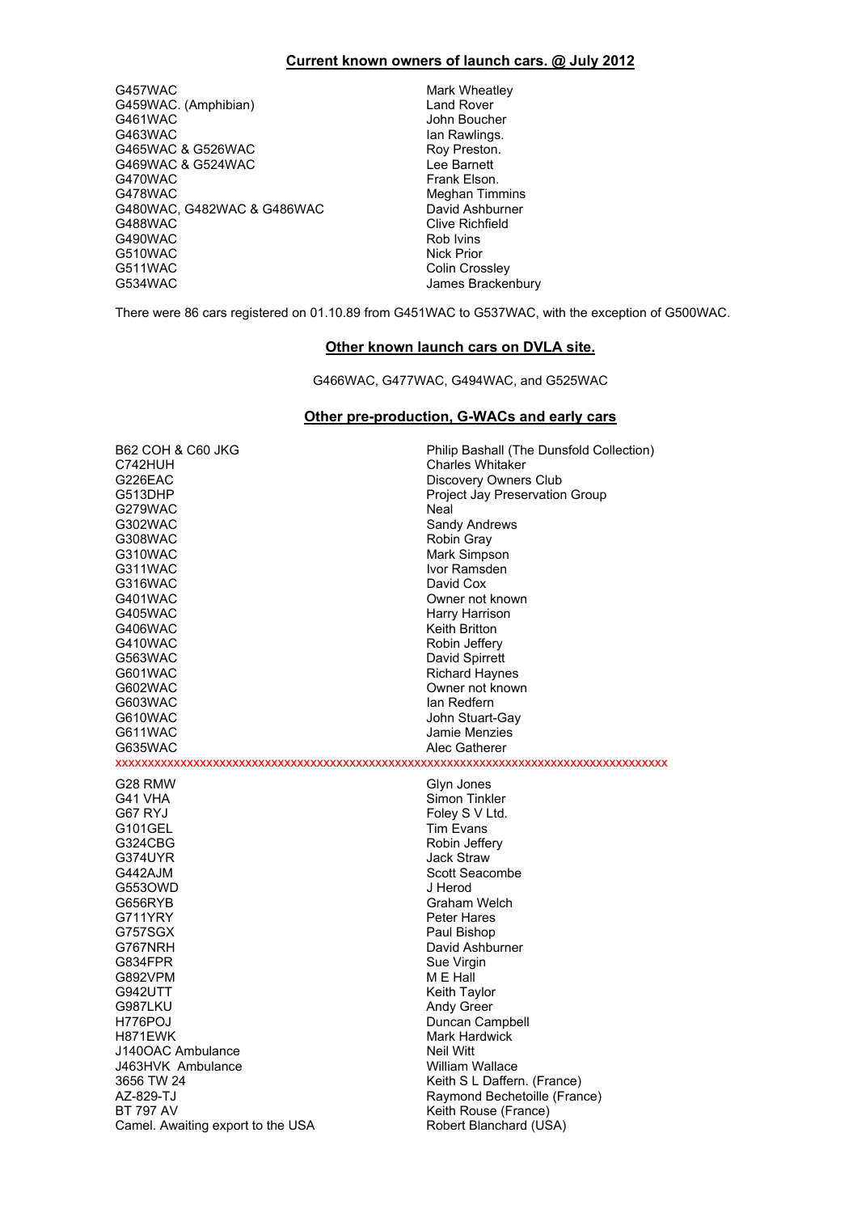## Current known owners of launch cars. @ July 2012

| | |
|---|---|
| G457WAC | Mark Wheatley |
| G459WAC. (Amphibian) | Land Rover |
| G461WAC | John Boucher |
| G463WAC | Ian Rawlings. |
| G465WAC & G526WAC | Roy Preston. |
| G469WAC & G524WAC | Lee Barnett |
| G470WAC | Frank Elson. |
| G478WAC | Meghan Timmins |
| G480WAC, G482WAC & G486WAC | David Ashburner |
| G488WAC | Clive Richfield |
| G490WAC | Rob Ivins |
| G510WAC | Nick Prior |
| G511WAC | Colin Crossley |
| G534WAC | James Brackenbury |

There were 86 cars registered on 01.10.89 from G451WAC to G537WAC, with the exception of G500WAC.

## Other known launch cars on DVLA site.

G466WAC, G477WAC, G494WAC, and G525WAC

## Other pre-production, G-WACs and early cars

| | |
|---|---|
| B62 COH & C60 JKG | Philip Bashall (The Dunsfold Collection) |
| C742HUH | Charles Whitaker |
| G226EAC | Discovery Owners Club |
| G513DHP | Project Jay Preservation Group |
| G279WAC | Neal |
| G302WAC | Sandy Andrews |
| G308WAC | Robin Gray |
| G310WAC | Mark Simpson |
| G311WAC | Ivor Ramsden |
| G316WAC | David Cox |
| G401WAC | Owner not known |
| G405WAC | Harry Harrison |
| G406WAC | Keith Britton |
| G410WAC | Robin Jeffery |
| G563WAC | David Spirrett |
| G601WAC | Richard Haynes |
| G602WAC | Owner not known |
| G603WAC | Ian Redfern |
| G610WAC | John Stuart-Gay |
| G611WAC | Jamie Menzies |
| G635WAC | Alec Gatherer |

xxxxxxxxxxxxxxxxxxxxxxxxxxxxxxxxxxxxxxxxxxxxxxxxxxxxxxxxxxxxxxxxxxxxxxxxxxxxxxxxxxxxxxx

| | |
|---|---|
| G28 RMW | Glyn Jones |
| G41 VHA | Simon Tinkler |
| G67 RYJ | Foley S V Ltd. |
| G101GEL | Tim Evans |
| G324CBG | Robin Jeffery |
| G374UYR | Jack Straw |
| G442AJM | Scott Seacombe |
| G553OWD | J Herod |
| G656RYB | Graham Welch |
| G711YRY | Peter Hares |
| G757SGX | Paul Bishop |
| G767NRH | David Ashburner |
| G834FPR | Sue Virgin |
| G892VPM | M E Hall |
| G942UTT | Keith Taylor |
| G987LKU | Andy Greer |
| H776POJ | Duncan Campbell |
| H871EWK | Mark Hardwick |
| J140OAC Ambulance | Neil Witt |
| J463HVK Ambulance | William Wallace |
| 3656 TW 24 | Keith S L Daffern. (France) |
| AZ-829-TJ | Raymond Bechetoille (France) |
| BT 797 AV | Keith Rouse (France) |
| Camel. Awaiting export to the USA | Robert Blanchard (USA) |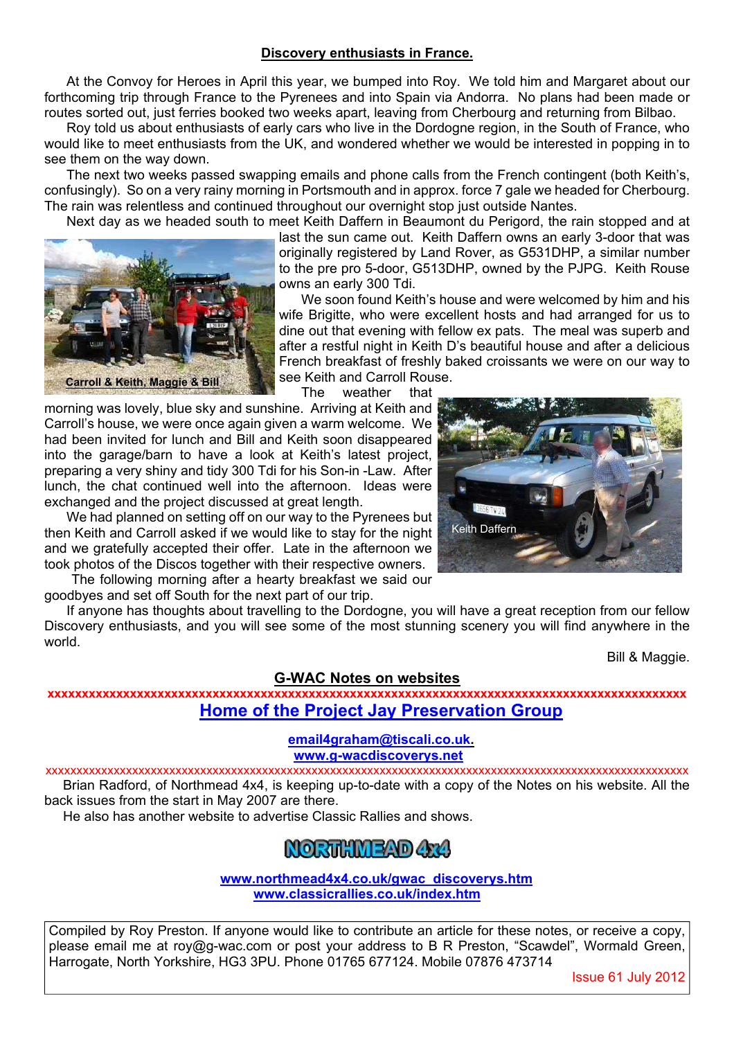## Discovery enthusiasts in France.

At the Convoy for Heroes in April this year, we bumped into Roy. We told him and Margaret about our forthcoming trip through France to the Pyrenees and into Spain via Andorra. No plans had been made or routes sorted out, just ferries booked two weeks apart, leaving from Cherbourg and returning from Bilbao.

Roy told us about enthusiasts of early cars who live in the Dordogne region, in the South of France, who would like to meet enthusiasts from the UK, and wondered whether we would be interested in popping in to see them on the way down.

The next two weeks passed swapping emails and phone calls from the French contingent (both Keith's, confusingly). So on a very rainy morning in Portsmouth and in approx. force 7 gale we headed for Cherbourg. The rain was relentless and continued throughout our overnight stop just outside Nantes.

Next day as we headed south to meet Keith Daffern in Beaumont du Perigord, the rain stopped and at last the sun came out. Keith Daffern owns an early 3-door that was originally registered by Land Rover, as G531DHP, a similar number to the pre pro 5-door, G513DHP, owned by the PJPG. Keith Rouse owns an early 300 Tdi.

Carroll & Keith, Maggie & Bill

We soon found Keith's house and were welcomed by him and his wife Brigitte, who were excellent hosts and had arranged for us to dine out that evening with fellow ex pats. The meal was superb and after a restful night in Keith D's beautiful house and after a delicious French breakfast of freshly baked croissants we were on our way to see Keith and Carroll Rouse.

The weather that morning was lovely, blue sky and sunshine. Arriving at Keith and Carroll's house, we were once again given a warm welcome. We had been invited for lunch and Bill and Keith soon disappeared into the garage/barn to have a look at Keith's latest project, preparing a very shiny and tidy 300 Tdi for his Son-in -Law. After lunch, the chat continued well into the afternoon. Ideas were exchanged and the project discussed at great length.

Keith Daffern

We had planned on setting off on our way to the Pyrenees but then Keith and Carroll asked if we would like to stay for the night and we gratefully accepted their offer. Late in the afternoon we took photos of the Discos together with their respective owners.

The following morning after a hearty breakfast we said our goodbyes and set off South for the next part of our trip.

If anyone has thoughts about travelling to the Dordogne, you will have a great reception from our fellow Discovery enthusiasts, and you will see some of the most stunning scenery you will find anywhere in the world.

Bill & Maggie.

## G-WAC Notes on websites

xxxxxxxxxxxxxxxxxxxxxxxxxxxxxxxxxxxxxxxxxxxxxxxxxxxxxxxxxxxxxxxxxxxxxxxxxxxxxxxxxxxxxxxxxx

### Home of the Project Jay Preservation Group

email4graham@tiscali.co.uk.
www.g-wacdiscoverys.net

xxxxxxxxxxxxxxxxxxxxxxxxxxxxxxxxxxxxxxxxxxxxxxxxxxxxxxxxxxxxxxxxxxxxxxxxxxxxxxxxxxxxxxxxxx

Brian Radford, of Northmead 4x4, is keeping up-to-date with a copy of the Notes on his website. All the back issues from the start in May 2007 are there.

He also has another website to advertise Classic Rallies and shows.

NORTHMEAD 4x4

www.northmead4x4.co.uk/gwac_discoverys.htm
www.classicrallies.co.uk/index.htm

Compiled by Roy Preston. If anyone would like to contribute an article for these notes, or receive a copy, please email me at roy@g-wac.com or post your address to B R Preston, "Scawdel", Wormald Green, Harrogate, North Yorkshire, HG3 3PU. Phone 01765 677124. Mobile 07876 473714

Issue 61 July 2012